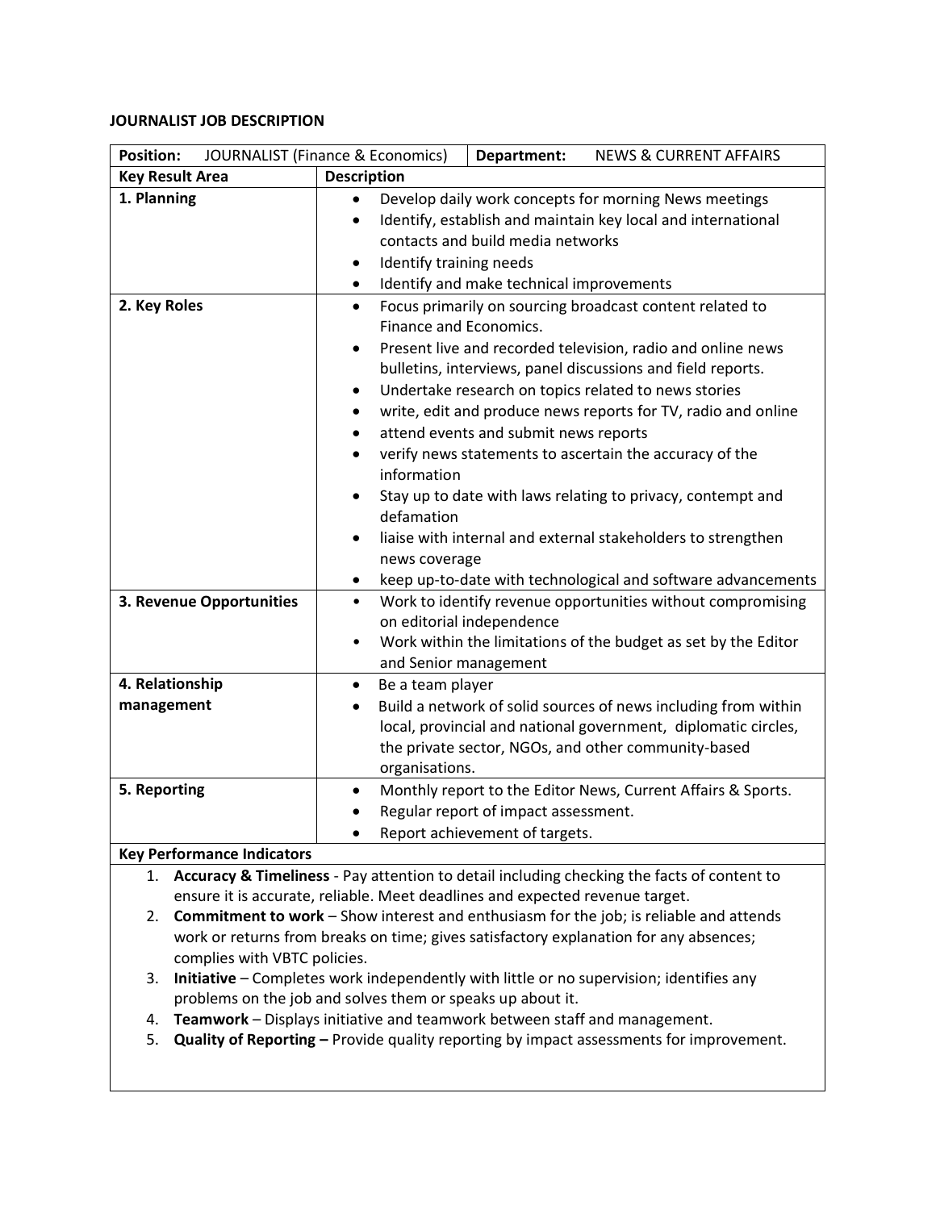# JOURNALIST JOB DESCRIPTION

| **Position:** JOURNALIST (Finance & Economics) | **Department:** NEWS & CURRENT AFFAIRS |
|---|---|
| **Key Result Area** | **Description** |
| **1. Planning** | • Develop daily work concepts for morning News meetings<br>• Identify, establish and maintain key local and international contacts and build media networks<br>• Identify training needs<br>• Identify and make technical improvements |
| **2. Key Roles** | • Focus primarily on sourcing broadcast content related to Finance and Economics.<br>• Present live and recorded television, radio and online news bulletins, interviews, panel discussions and field reports.<br>• Undertake research on topics related to news stories<br>• write, edit and produce news reports for TV, radio and online<br>• attend events and submit news reports<br>• verify news statements to ascertain the accuracy of the information<br>• Stay up to date with laws relating to privacy, contempt and defamation<br>• liaise with internal and external stakeholders to strengthen news coverage<br>• keep up-to-date with technological and software advancements |
| **3. Revenue Opportunities** | • Work to identify revenue opportunities without compromising on editorial independence<br>• Work within the limitations of the budget as set by the Editor and Senior management |
| **4. Relationship management** | • Be a team player<br>• Build a network of solid sources of news including from within local, provincial and national government, diplomatic circles, the private sector, NGOs, and other community-based organisations. |
| **5. Reporting** | • Monthly report to the Editor News, Current Affairs & Sports.<br>• Regular report of impact assessment.<br>• Report achievement of targets. |

**Key Performance Indicators**

1. **Accuracy & Timeliness** - Pay attention to detail including checking the facts of content to ensure it is accurate, reliable. Meet deadlines and expected revenue target.
2. **Commitment to work** – Show interest and enthusiasm for the job; is reliable and attends work or returns from breaks on time; gives satisfactory explanation for any absences; complies with VBTC policies.
3. **Initiative** – Completes work independently with little or no supervision; identifies any problems on the job and solves them or speaks up about it.
4. **Teamwork** – Displays initiative and teamwork between staff and management.
5. **Quality of Reporting –** Provide quality reporting by impact assessments for improvement.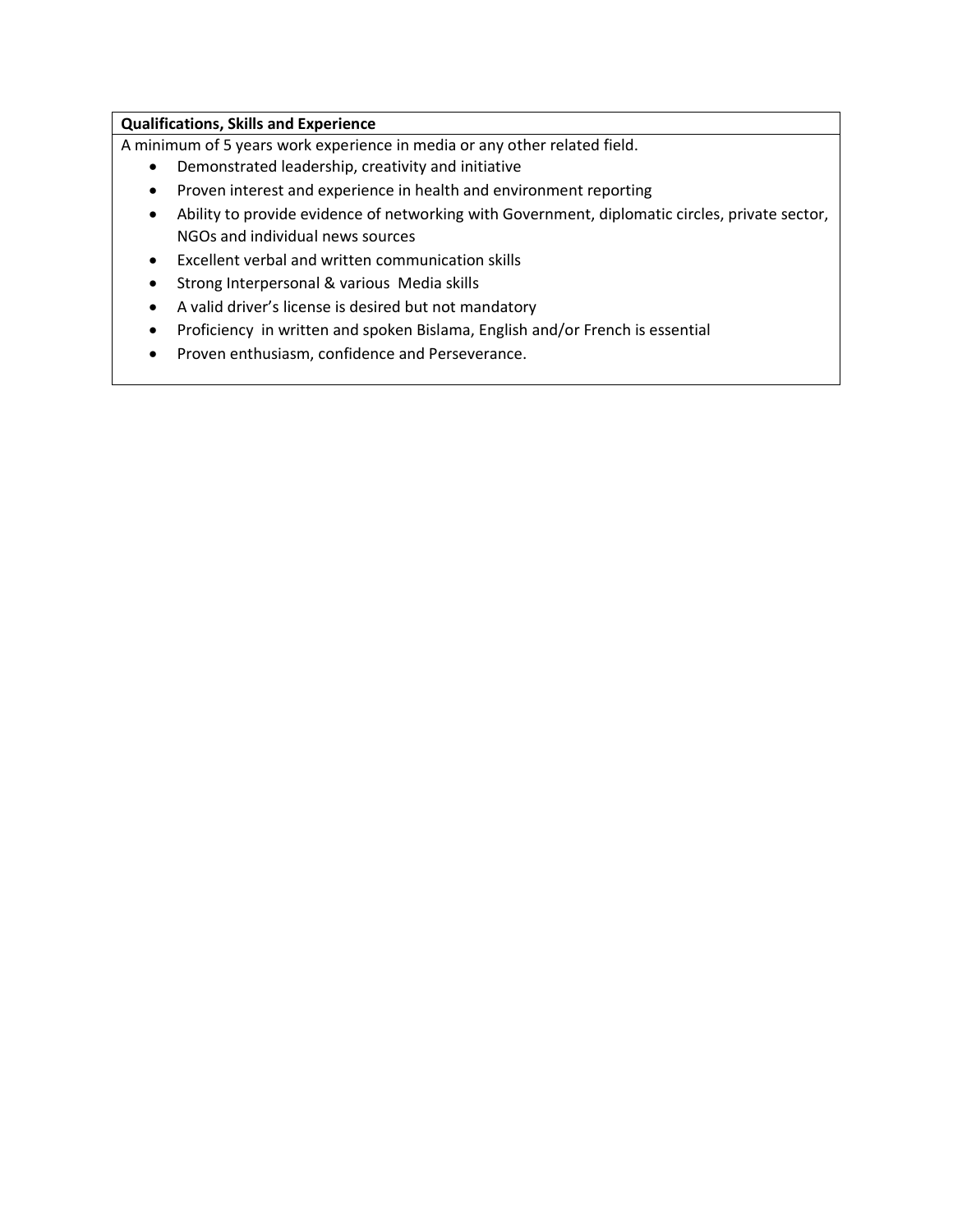**Qualifications, Skills and Experience**

A minimum of 5 years work experience in media or any other related field.

- Demonstrated leadership, creativity and initiative
- Proven interest and experience in health and environment reporting
- Ability to provide evidence of networking with Government, diplomatic circles, private sector, NGOs and individual news sources
- Excellent verbal and written communication skills
- Strong Interpersonal & various Media skills
- A valid driver's license is desired but not mandatory
- Proficiency in written and spoken Bislama, English and/or French is essential
- Proven enthusiasm, confidence and Perseverance.